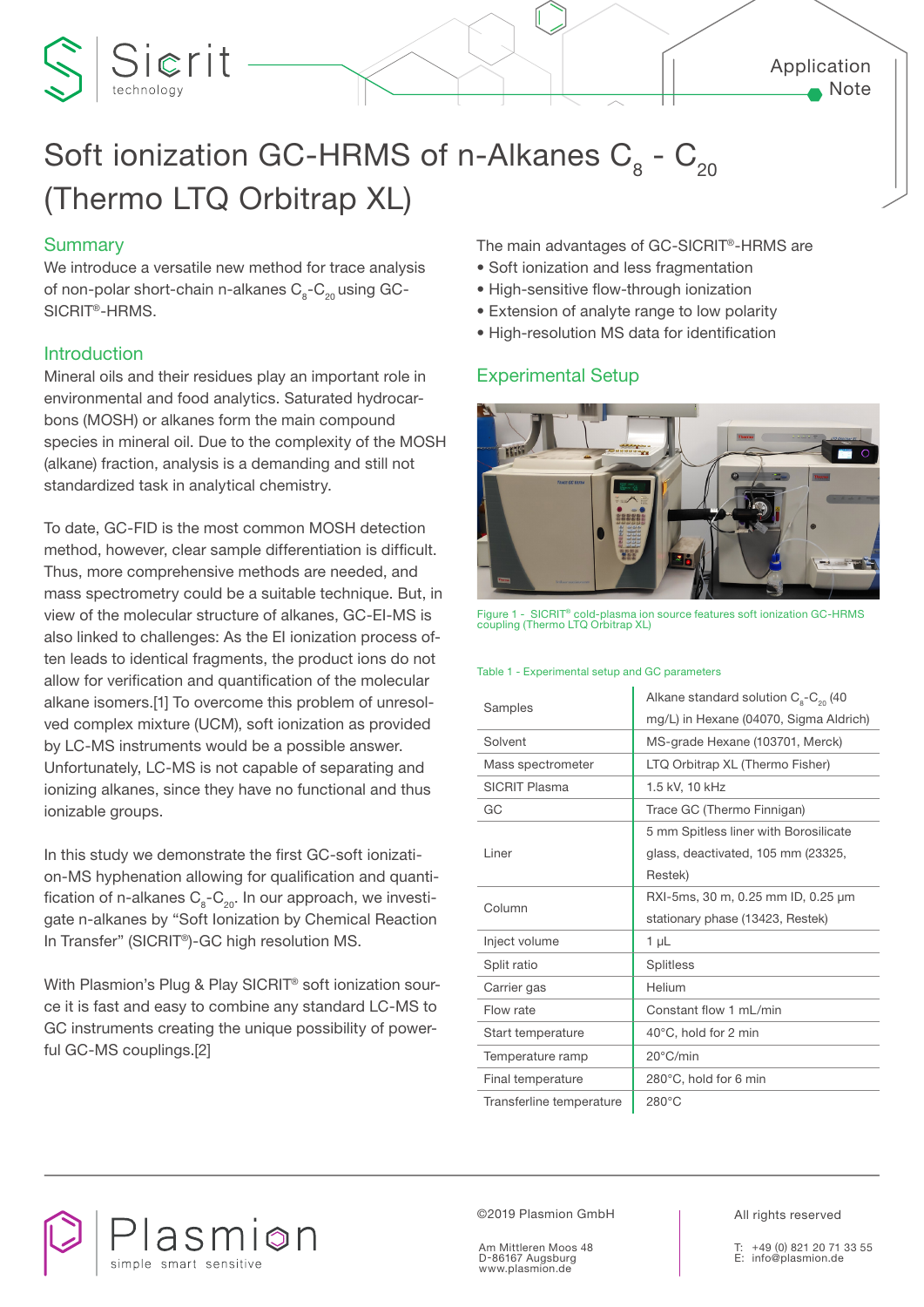Application Note

# Soft ionization GC-HRMS of n-Alkanes $C_8$ - $C_{20}$ (Thermo LTQ Orbitrap XL)

## Summary

We introduce a versatile new method for trace analysis of non-polar short-chain n-alkanes $C_8$-$C_{20}$ using GC-SICRIT®-HRMS.

## Introduction

Mineral oils and their residues play an important role in environmental and food analytics. Saturated hydrocarbons (MOSH) or alkanes form the main compound species in mineral oil. Due to the complexity of the MOSH (alkane) fraction, analysis is a demanding and still not standardized task in analytical chemistry.

To date, GC-FID is the most common MOSH detection method, however, clear sample differentiation is difficult. Thus, more comprehensive methods are needed, and mass spectrometry could be a suitable technique. But, in view of the molecular structure of alkanes, GC-EI-MS is also linked to challenges: As the EI ionization process often leads to identical fragments, the product ions do not allow for verification and quantification of the molecular alkane isomers.[1] To overcome this problem of unresolved complex mixture (UCM), soft ionization as provided by LC-MS instruments would be a possible answer. Unfortunately, LC-MS is not capable of separating and ionizing alkanes, since they have no functional and thus ionizable groups.

In this study we demonstrate the first GC-soft ionization-MS hyphenation allowing for qualification and quantification of n-alkanes $C_8$-$C_{20}$. In our approach, we investigate n-alkanes by "Soft Ionization by Chemical Reaction In Transfer" (SICRIT®)-GC high resolution MS.

With Plasmion's Plug & Play SICRIT® soft ionization source it is fast and easy to combine any standard LC-MS to GC instruments creating the unique possibility of powerful GC-MS couplings.[2]

The main advantages of GC-SICRIT®-HRMS are

- Soft ionization and less fragmentation
- High-sensitive flow-through ionization
- Extension of analyte range to low polarity
- High-resolution MS data for identification

## Experimental Setup

Figure 1 - SICRIT® cold-plasma ion source features soft ionization GC-HRMS coupling (Thermo LTQ Orbitrap XL)

Table 1 - Experimental setup and GC parameters

| | |
|---|---|
| Samples | Alkane standard solution $C_8$-$C_{20}$ (40 mg/L) in Hexane (04070, Sigma Aldrich) |
| Solvent | MS-grade Hexane (103701, Merck) |
| Mass spectrometer | LTQ Orbitrap XL (Thermo Fisher) |
| SICRIT Plasma | 1.5 kV, 10 kHz |
| GC | Trace GC (Thermo Finnigan) |
| Liner | 5 mm Spitless liner with Borosilicate glass, deactivated, 105 mm (23325, Restek) |
| Column | RXI-5ms, 30 m, 0.25 mm ID, 0.25 µm stationary phase (13423, Restek) |
| Inject volume | 1 µL |
| Split ratio | Splitless |
| Carrier gas | Helium |
| Flow rate | Constant flow 1 mL/min |
| Start temperature | 40°C, hold for 2 min |
| Temperature ramp | 20°C/min |
| Final temperature | 280°C, hold for 6 min |
| Transferline temperature | 280°C |

©2019 Plasmion GmbH

Am Mittleren Moos 48
D-86167 Augsburg
www.plasmion.de

All rights reserved

T: +49 (0) 821 20 71 33 55
E: info@plasmion.de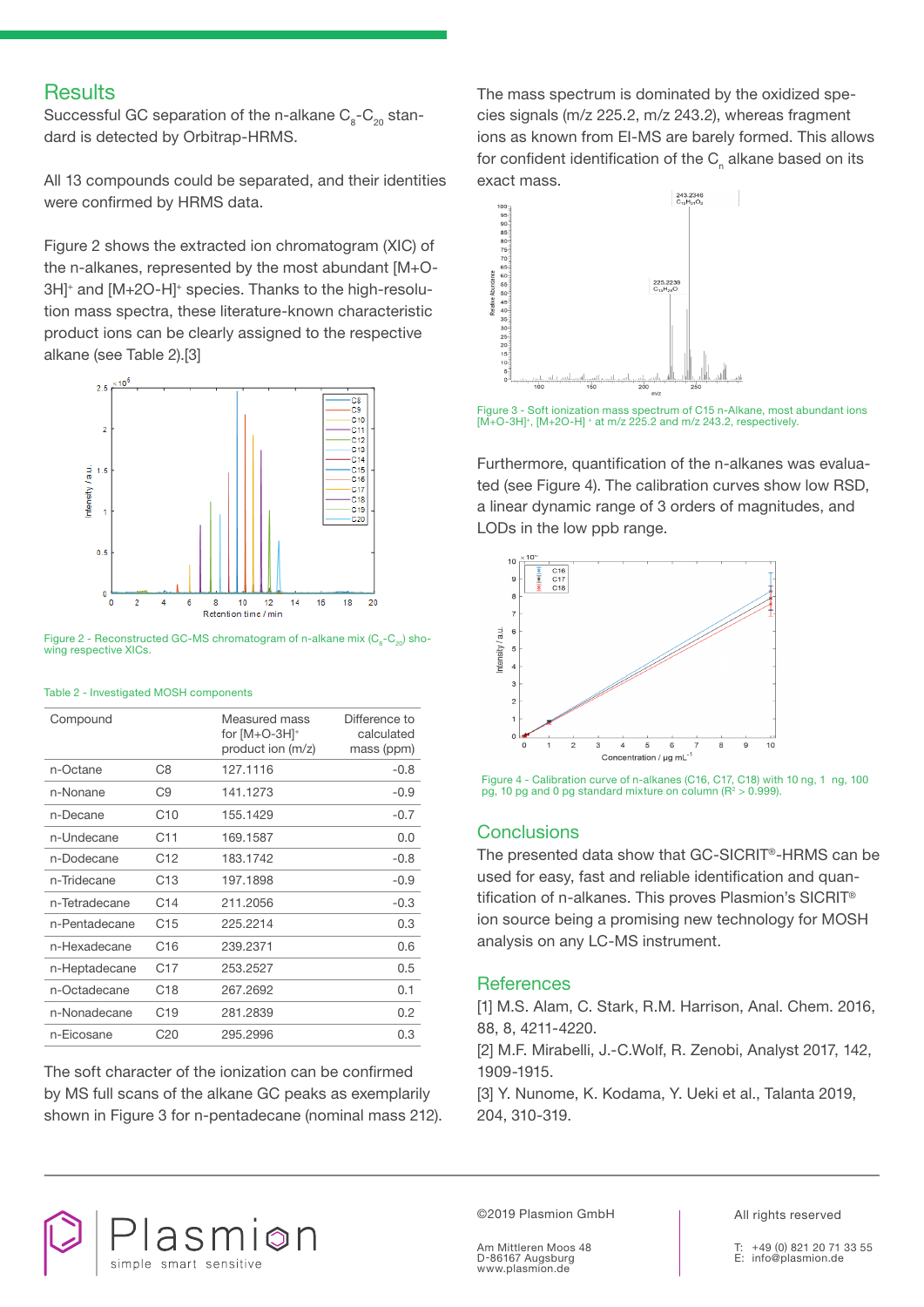## Results

Successful GC separation of the n-alkane $C_8$-$C_{20}$ standard is detected by Orbitrap-HRMS.

All 13 compounds could be separated, and their identities were confirmed by HRMS data.

Figure 2 shows the extracted ion chromatogram (XIC) of the n-alkanes, represented by the most abundant $[M+O-3H]^+$ and $[M+2O-H]^+$ species. Thanks to the high-resolution mass spectra, these literature-known characteristic product ions can be clearly assigned to the respective alkane (see Table 2).[3]

2.5 ×10^6
2
1.5
1
0.5
0
Intensity / a.u.
0 2 4 6 8 10 12 14 16 18 20
Retention time / min
C8
C9
C10
C11
C12
C13
C14
C15
C16
C17
C18
C19
C20

Figure 2 - Reconstructed GC-MS chromatogram of n-alkane mix ($C_8$-$C_{20}$) showing respective XICs.

Table 2 - Investigated MOSH components

| Compound | | Measured mass for $[M+O-3H]^+$ product ion (m/z) | Difference to calculated mass (ppm) |
|---|---|---|---|
| n-Octane | C8 | 127.1116 | -0.8 |
| n-Nonane | C9 | 141.1273 | -0.9 |
| n-Decane | C10 | 155.1429 | -0.7 |
| n-Undecane | C11 | 169.1587 | 0.0 |
| n-Dodecane | C12 | 183.1742 | -0.8 |
| n-Tridecane | C13 | 197.1898 | -0.9 |
| n-Tetradecane | C14 | 211.2056 | -0.3 |
| n-Pentadecane | C15 | 225.2214 | 0.3 |
| n-Hexadecane | C16 | 239.2371 | 0.6 |
| n-Heptadecane | C17 | 253.2527 | 0.5 |
| n-Octadecane | C18 | 267.2692 | 0.1 |
| n-Nonadecane | C19 | 281.2839 | 0.2 |
| n-Eicosane | C20 | 295.2996 | 0.3 |

The soft character of the ionization can be confirmed by MS full scans of the alkane GC peaks as exemplarily shown in Figure 3 for n-pentadecane (nominal mass 212).

The mass spectrum is dominated by the oxidized species signals (m/z 225.2, m/z 243.2), whereas fragment ions as known from EI-MS are barely formed. This allows for confident identification of the $C_n$ alkane based on its exact mass.

243.2346
$C_{15}H_{31}O_2$
225.2239
$C_{15}H_{29}O$
Relative Abundance
100 95 90 85 80 75 70 65 60 55 50 45 40 35 30 25 20 15 10 5 0
100 150 200 250
m/z

Figure 3 - Soft ionization mass spectrum of C15 n-Alkane, most abundant ions $[M+O-3H]^+$, $[M+2O-H]^+$ at m/z 225.2 and m/z 243.2, respectively.

Furthermore, quantification of the n-alkanes was evaluated (see Figure 4). The calibration curves show low RSD, a linear dynamic range of 3 orders of magnitudes, and LODs in the low ppb range.

10 ×10^...
9
8
7
6
5
4
3
2
1
0
Intensity / a.u.
0 1 2 3 4 5 6 7 8 9 10
Concentration / µg mL$^{-1}$
C16
C17
C18

Figure 4 - Calibration curve of n-alkanes (C16, C17, C18) with 10 ng, 1 ng, 100 pg, 10 pg and 0 pg standard mixture on column ($R^2 > 0.999$).

## Conclusions

The presented data show that GC-SICRIT®-HRMS can be used for easy, fast and reliable identification and quantification of n-alkanes. This proves Plasmion's SICRIT® ion source being a promising new technology for MOSH analysis on any LC-MS instrument.

## References

[1] M.S. Alam, C. Stark, R.M. Harrison, Anal. Chem. 2016, 88, 8, 4211-4220.

[2] M.F. Mirabelli, J.-C.Wolf, R. Zenobi, Analyst 2017, 142, 1909-1915.

[3] Y. Nunome, K. Kodama, Y. Ueki et al., Talanta 2019, 204, 310-319.

Plasmion
simple smart sensitive

©2019 Plasmion GmbH

Am Mittleren Moos 48
D-86167 Augsburg
www.plasmion.de

All rights reserved

T: +49 (0) 821 20 71 33 55
E: info@plasmion.de